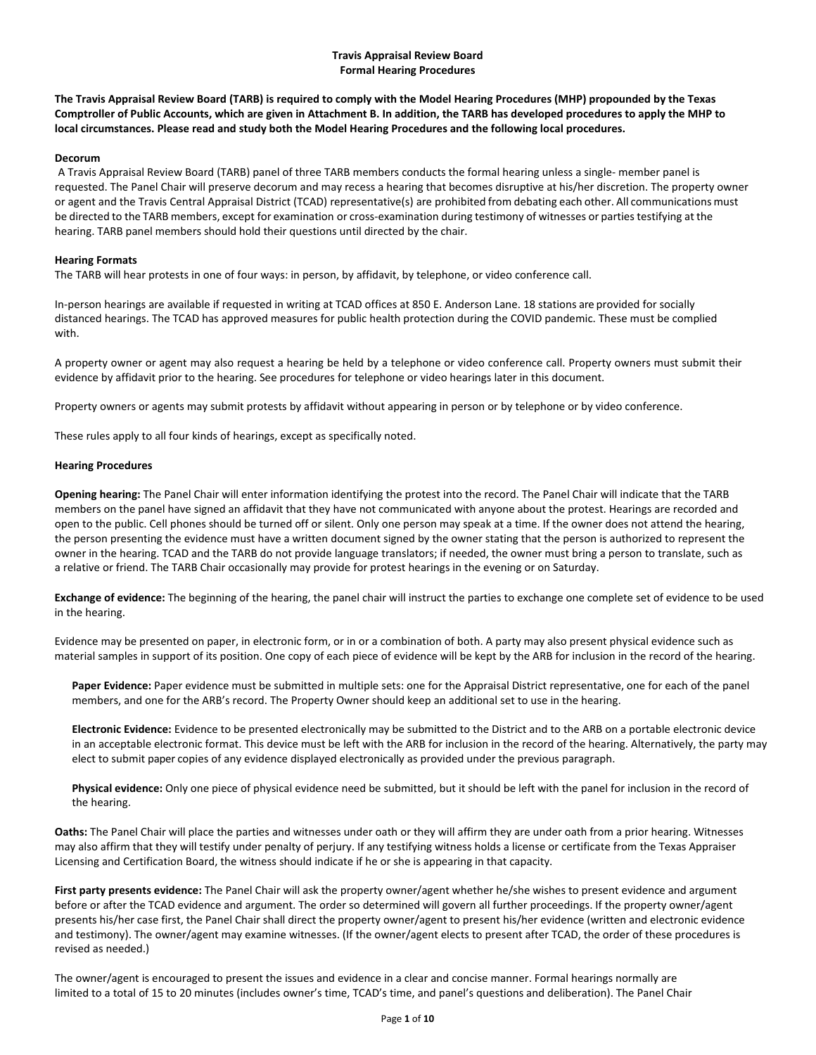# Travis Appraisal Review Board
## Formal Hearing Procedures

**The Travis Appraisal Review Board (TARB) is required to comply with the Model Hearing Procedures (MHP) propounded by the Texas Comptroller of Public Accounts, which are given in Attachment B. In addition, the TARB has developed procedures to apply the MHP to local circumstances. Please read and study both the Model Hearing Procedures and the following local procedures.**

### Decorum

A Travis Appraisal Review Board (TARB) panel of three TARB members conducts the formal hearing unless a single- member panel is requested. The Panel Chair will preserve decorum and may recess a hearing that becomes disruptive at his/her discretion. The property owner or agent and the Travis Central Appraisal District (TCAD) representative(s) are prohibited from debating each other. All communications must be directed to the TARB members, except for examination or cross-examination during testimony of witnesses or parties testifying at the hearing. TARB panel members should hold their questions until directed by the chair.

### Hearing Formats

The TARB will hear protests in one of four ways: in person, by affidavit, by telephone, or video conference call.

In-person hearings are available if requested in writing at TCAD offices at 850 E. Anderson Lane. 18 stations are provided for socially distanced hearings. The TCAD has approved measures for public health protection during the COVID pandemic. These must be complied with.

A property owner or agent may also request a hearing be held by a telephone or video conference call. Property owners must submit their evidence by affidavit prior to the hearing. See procedures for telephone or video hearings later in this document.

Property owners or agents may submit protests by affidavit without appearing in person or by telephone or by video conference.

These rules apply to all four kinds of hearings, except as specifically noted.

### Hearing Procedures

**Opening hearing:** The Panel Chair will enter information identifying the protest into the record. The Panel Chair will indicate that the TARB members on the panel have signed an affidavit that they have not communicated with anyone about the protest. Hearings are recorded and open to the public. Cell phones should be turned off or silent. Only one person may speak at a time. If the owner does not attend the hearing, the person presenting the evidence must have a written document signed by the owner stating that the person is authorized to represent the owner in the hearing. TCAD and the TARB do not provide language translators; if needed, the owner must bring a person to translate, such as a relative or friend. The TARB Chair occasionally may provide for protest hearings in the evening or on Saturday.

**Exchange of evidence:** The beginning of the hearing, the panel chair will instruct the parties to exchange one complete set of evidence to be used in the hearing.

Evidence may be presented on paper, in electronic form, or in or a combination of both. A party may also present physical evidence such as material samples in support of its position. One copy of each piece of evidence will be kept by the ARB for inclusion in the record of the hearing.

> **Paper Evidence:** Paper evidence must be submitted in multiple sets: one for the Appraisal District representative, one for each of the panel members, and one for the ARB's record. The Property Owner should keep an additional set to use in the hearing.
>
> **Electronic Evidence:** Evidence to be presented electronically may be submitted to the District and to the ARB on a portable electronic device in an acceptable electronic format. This device must be left with the ARB for inclusion in the record of the hearing. Alternatively, the party may elect to submit paper copies of any evidence displayed electronically as provided under the previous paragraph.
>
> **Physical evidence:** Only one piece of physical evidence need be submitted, but it should be left with the panel for inclusion in the record of the hearing.

**Oaths:** The Panel Chair will place the parties and witnesses under oath or they will affirm they are under oath from a prior hearing. Witnesses may also affirm that they will testify under penalty of perjury. If any testifying witness holds a license or certificate from the Texas Appraiser Licensing and Certification Board, the witness should indicate if he or she is appearing in that capacity.

**First party presents evidence:** The Panel Chair will ask the property owner/agent whether he/she wishes to present evidence and argument before or after the TCAD evidence and argument. The order so determined will govern all further proceedings. If the property owner/agent presents his/her case first, the Panel Chair shall direct the property owner/agent to present his/her evidence (written and electronic evidence and testimony). The owner/agent may examine witnesses. (If the owner/agent elects to present after TCAD, the order of these procedures is revised as needed.)

The owner/agent is encouraged to present the issues and evidence in a clear and concise manner. Formal hearings normally are limited to a total of 15 to 20 minutes (includes owner's time, TCAD's time, and panel's questions and deliberation). The Panel Chair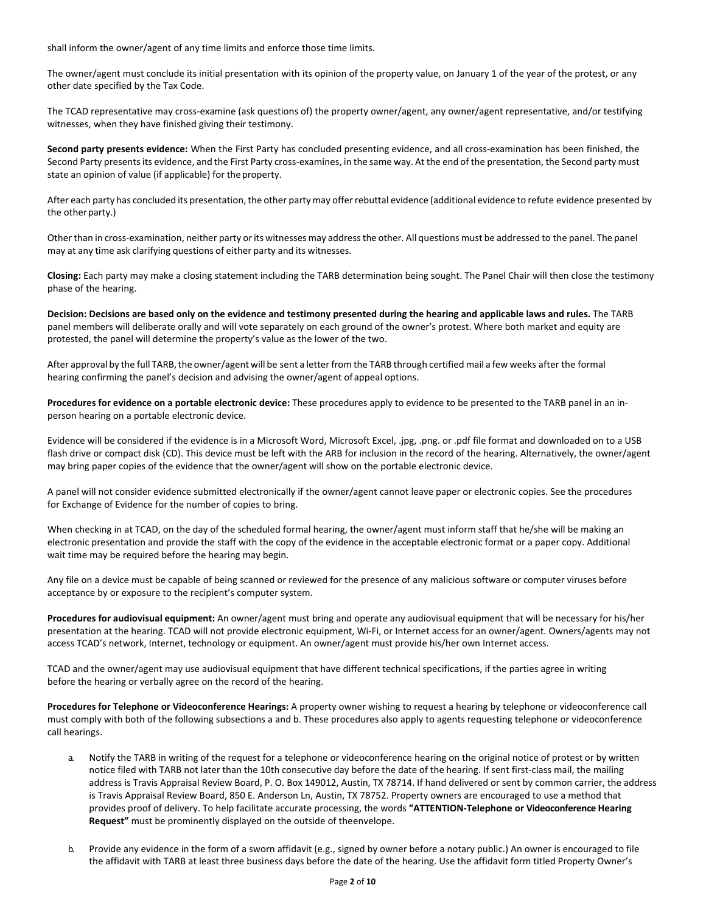shall inform the owner/agent of any time limits and enforce those time limits.

The owner/agent must conclude its initial presentation with its opinion of the property value, on January 1 of the year of the protest, or any other date specified by the Tax Code.

The TCAD representative may cross-examine (ask questions of) the property owner/agent, any owner/agent representative, and/or testifying witnesses, when they have finished giving their testimony.

**Second party presents evidence:** When the First Party has concluded presenting evidence, and all cross-examination has been finished, the Second Party presents its evidence, and the First Party cross-examines, in the same way. At the end of the presentation, the Second party must state an opinion of value (if applicable) for the property.

After each party has concluded its presentation, the other party may offer rebuttal evidence (additional evidence to refute evidence presented by the other party.)

Other than in cross-examination, neither party or its witnesses may address the other. All questions must be addressed to the panel. The panel may at any time ask clarifying questions of either party and its witnesses.

**Closing:** Each party may make a closing statement including the TARB determination being sought. The Panel Chair will then close the testimony phase of the hearing.

**Decision: Decisions are based only on the evidence and testimony presented during the hearing and applicable laws and rules.** The TARB panel members will deliberate orally and will vote separately on each ground of the owner's protest. Where both market and equity are protested, the panel will determine the property's value as the lower of the two.

After approval by the full TARB, the owner/agent will be sent a letter from the TARB through certified mail a few weeks after the formal hearing confirming the panel's decision and advising the owner/agent of appeal options.

**Procedures for evidence on a portable electronic device:** These procedures apply to evidence to be presented to the TARB panel in an in-person hearing on a portable electronic device.

Evidence will be considered if the evidence is in a Microsoft Word, Microsoft Excel, .jpg, .png. or .pdf file format and downloaded on to a USB flash drive or compact disk (CD). This device must be left with the ARB for inclusion in the record of the hearing. Alternatively, the owner/agent may bring paper copies of the evidence that the owner/agent will show on the portable electronic device.

A panel will not consider evidence submitted electronically if the owner/agent cannot leave paper or electronic copies. See the procedures for Exchange of Evidence for the number of copies to bring.

When checking in at TCAD, on the day of the scheduled formal hearing, the owner/agent must inform staff that he/she will be making an electronic presentation and provide the staff with the copy of the evidence in the acceptable electronic format or a paper copy. Additional wait time may be required before the hearing may begin.

Any file on a device must be capable of being scanned or reviewed for the presence of any malicious software or computer viruses before acceptance by or exposure to the recipient's computer system.

**Procedures for audiovisual equipment:** An owner/agent must bring and operate any audiovisual equipment that will be necessary for his/her presentation at the hearing. TCAD will not provide electronic equipment, Wi-Fi, or Internet access for an owner/agent. Owners/agents may not access TCAD's network, Internet, technology or equipment. An owner/agent must provide his/her own Internet access.

TCAD and the owner/agent may use audiovisual equipment that have different technical specifications, if the parties agree in writing before the hearing or verbally agree on the record of the hearing.

**Procedures for Telephone or Videoconference Hearings:** A property owner wishing to request a hearing by telephone or videoconference call must comply with both of the following subsections a and b. These procedures also apply to agents requesting telephone or videoconference call hearings.

a. Notify the TARB in writing of the request for a telephone or videoconference hearing on the original notice of protest or by written notice filed with TARB not later than the 10th consecutive day before the date of the hearing. If sent first-class mail, the mailing address is Travis Appraisal Review Board, P. O. Box 149012, Austin, TX 78714. If hand delivered or sent by common carrier, the address is Travis Appraisal Review Board, 850 E. Anderson Ln, Austin, TX 78752. Property owners are encouraged to use a method that provides proof of delivery. To help facilitate accurate processing, the words **"ATTENTION-Telephone or Videoconference Hearing Request"** must be prominently displayed on the outside of the envelope.

b. Provide any evidence in the form of a sworn affidavit (e.g., signed by owner before a notary public.) An owner is encouraged to file the affidavit with TARB at least three business days before the date of the hearing. Use the affidavit form titled Property Owner's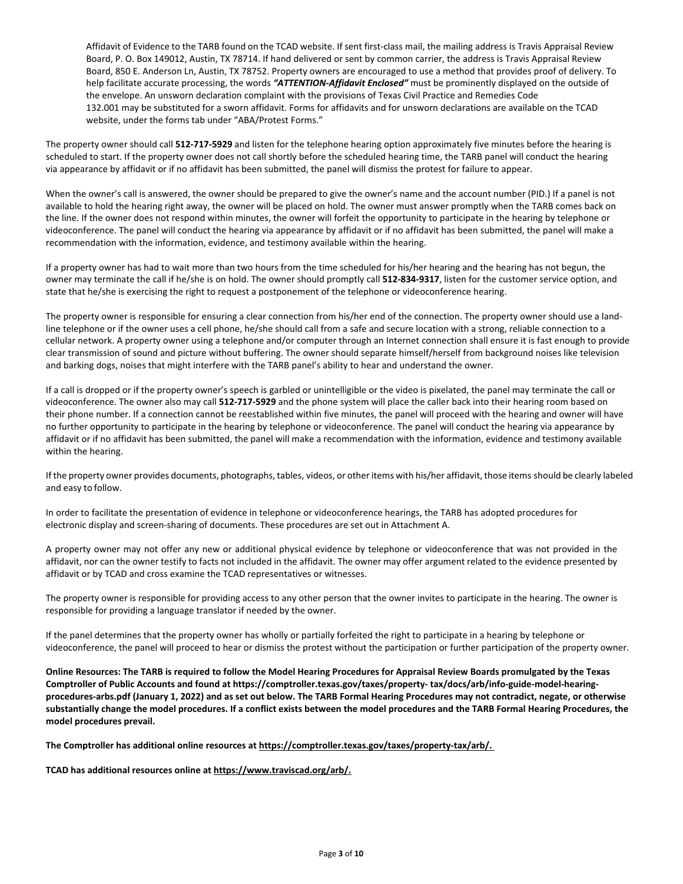Affidavit of Evidence to the TARB found on the TCAD website. If sent first-class mail, the mailing address is Travis Appraisal Review Board, P. O. Box 149012, Austin, TX 78714. If hand delivered or sent by common carrier, the address is Travis Appraisal Review Board, 850 E. Anderson Ln, Austin, TX 78752. Property owners are encouraged to use a method that provides proof of delivery. To help facilitate accurate processing, the words ***"ATTENTION-Affidavit Enclosed"*** must be prominently displayed on the outside of the envelope. An unsworn declaration complaint with the provisions of Texas Civil Practice and Remedies Code 132.001 may be substituted for a sworn affidavit. Forms for affidavits and for unsworn declarations are available on the TCAD website, under the forms tab under "ABA/Protest Forms."

The property owner should call **512-717-5929** and listen for the telephone hearing option approximately five minutes before the hearing is scheduled to start. If the property owner does not call shortly before the scheduled hearing time, the TARB panel will conduct the hearing via appearance by affidavit or if no affidavit has been submitted, the panel will dismiss the protest for failure to appear.

When the owner's call is answered, the owner should be prepared to give the owner's name and the account number (PID.) If a panel is not available to hold the hearing right away, the owner will be placed on hold. The owner must answer promptly when the TARB comes back on the line. If the owner does not respond within minutes, the owner will forfeit the opportunity to participate in the hearing by telephone or videoconference. The panel will conduct the hearing via appearance by affidavit or if no affidavit has been submitted, the panel will make a recommendation with the information, evidence, and testimony available within the hearing.

If a property owner has had to wait more than two hours from the time scheduled for his/her hearing and the hearing has not begun, the owner may terminate the call if he/she is on hold. The owner should promptly call **512-834-9317**, listen for the customer service option, and state that he/she is exercising the right to request a postponement of the telephone or videoconference hearing.

The property owner is responsible for ensuring a clear connection from his/her end of the connection. The property owner should use a land-line telephone or if the owner uses a cell phone, he/she should call from a safe and secure location with a strong, reliable connection to a cellular network. A property owner using a telephone and/or computer through an Internet connection shall ensure it is fast enough to provide clear transmission of sound and picture without buffering. The owner should separate himself/herself from background noises like television and barking dogs, noises that might interfere with the TARB panel's ability to hear and understand the owner.

If a call is dropped or if the property owner's speech is garbled or unintelligible or the video is pixelated, the panel may terminate the call or videoconference. The owner also may call **512-717-5929** and the phone system will place the caller back into their hearing room based on their phone number. If a connection cannot be reestablished within five minutes, the panel will proceed with the hearing and owner will have no further opportunity to participate in the hearing by telephone or videoconference. The panel will conduct the hearing via appearance by affidavit or if no affidavit has been submitted, the panel will make a recommendation with the information, evidence and testimony available within the hearing.

If the property owner provides documents, photographs, tables, videos, or other items with his/her affidavit, those items should be clearly labeled and easy to follow.

In order to facilitate the presentation of evidence in telephone or videoconference hearings, the TARB has adopted procedures for electronic display and screen-sharing of documents. These procedures are set out in Attachment A.

A property owner may not offer any new or additional physical evidence by telephone or videoconference that was not provided in the affidavit, nor can the owner testify to facts not included in the affidavit. The owner may offer argument related to the evidence presented by affidavit or by TCAD and cross examine the TCAD representatives or witnesses.

The property owner is responsible for providing access to any other person that the owner invites to participate in the hearing. The owner is responsible for providing a language translator if needed by the owner.

If the panel determines that the property owner has wholly or partially forfeited the right to participate in a hearing by telephone or videoconference, the panel will proceed to hear or dismiss the protest without the participation or further participation of the property owner.

**Online Resources: The TARB is required to follow the Model Hearing Procedures for Appraisal Review Boards promulgated by the Texas Comptroller of Public Accounts and found at https://comptroller.texas.gov/taxes/property- tax/docs/arb/info-guide-model-hearing-procedures-arbs.pdf (January 1, 2022) and as set out below. The TARB Formal Hearing Procedures may not contradict, negate, or otherwise substantially change the model procedures. If a conflict exists between the model procedures and the TARB Formal Hearing Procedures, the model procedures prevail.**

**The Comptroller has additional online resources at https://comptroller.texas.gov/taxes/property-tax/arb/.**

**TCAD has additional resources online at https://www.traviscad.org/arb/.**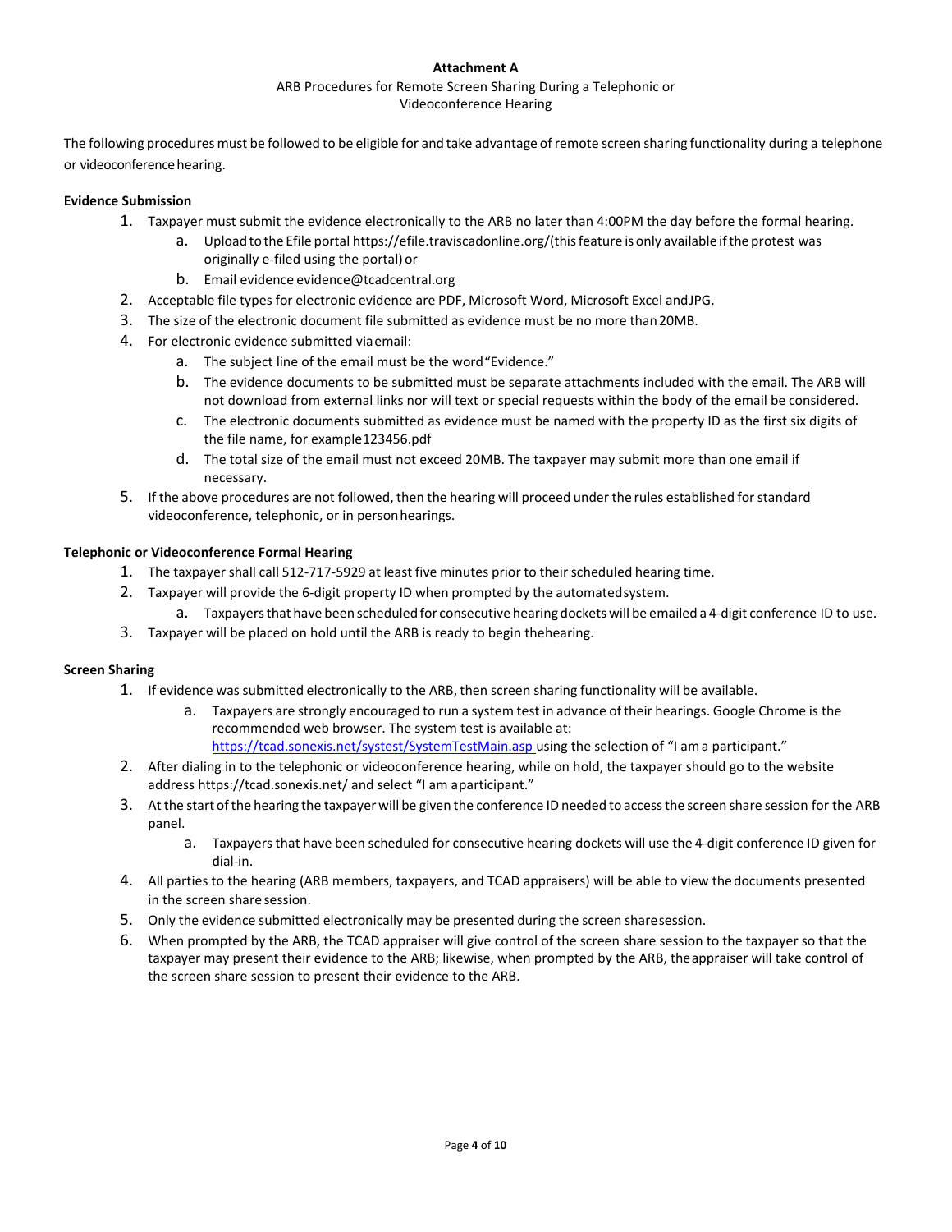**Attachment A**

ARB Procedures for Remote Screen Sharing During a Telephonic or Videoconference Hearing

The following procedures must be followed to be eligible for and take advantage of remote screen sharing functionality during a telephone or videoconference hearing.

**Evidence Submission**

1. Taxpayer must submit the evidence electronically to the ARB no later than 4:00PM the day before the formal hearing.
   a. Upload to the Efile portal https://efile.traviscadonline.org/ (this feature is only available if the protest was originally e-filed using the portal) or
   b. Email evidence evidence@tcadcentral.org
2. Acceptable file types for electronic evidence are PDF, Microsoft Word, Microsoft Excel and JPG.
3. The size of the electronic document file submitted as evidence must be no more than 20MB.
4. For electronic evidence submitted via email:
   a. The subject line of the email must be the word "Evidence."
   b. The evidence documents to be submitted must be separate attachments included with the email. The ARB will not download from external links nor will text or special requests within the body of the email be considered.
   c. The electronic documents submitted as evidence must be named with the property ID as the first six digits of the file name, for example 123456.pdf
   d. The total size of the email must not exceed 20MB. The taxpayer may submit more than one email if necessary.
5. If the above procedures are not followed, then the hearing will proceed under the rules established for standard videoconference, telephonic, or in person hearings.

**Telephonic or Videoconference Formal Hearing**

1. The taxpayer shall call 512-717-5929 at least five minutes prior to their scheduled hearing time.
2. Taxpayer will provide the 6-digit property ID when prompted by the automated system.
   a. Taxpayers that have been scheduled for consecutive hearing dockets will be emailed a 4-digit conference ID to use.
3. Taxpayer will be placed on hold until the ARB is ready to begin the hearing.

**Screen Sharing**

1. If evidence was submitted electronically to the ARB, then screen sharing functionality will be available.
   a. Taxpayers are strongly encouraged to run a system test in advance of their hearings. Google Chrome is the recommended web browser. The system test is available at: https://tcad.sonexis.net/systest/SystemTestMain.asp using the selection of "I am a participant."
2. After dialing in to the telephonic or videoconference hearing, while on hold, the taxpayer should go to the website address https://tcad.sonexis.net/ and select "I am a participant."
3. At the start of the hearing the taxpayer will be given the conference ID needed to access the screen share session for the ARB panel.
   a. Taxpayers that have been scheduled for consecutive hearing dockets will use the 4-digit conference ID given for dial-in.
4. All parties to the hearing (ARB members, taxpayers, and TCAD appraisers) will be able to view the documents presented in the screen share session.
5. Only the evidence submitted electronically may be presented during the screen share session.
6. When prompted by the ARB, the TCAD appraiser will give control of the screen share session to the taxpayer so that the taxpayer may present their evidence to the ARB; likewise, when prompted by the ARB, the appraiser will take control of the screen share session to present their evidence to the ARB.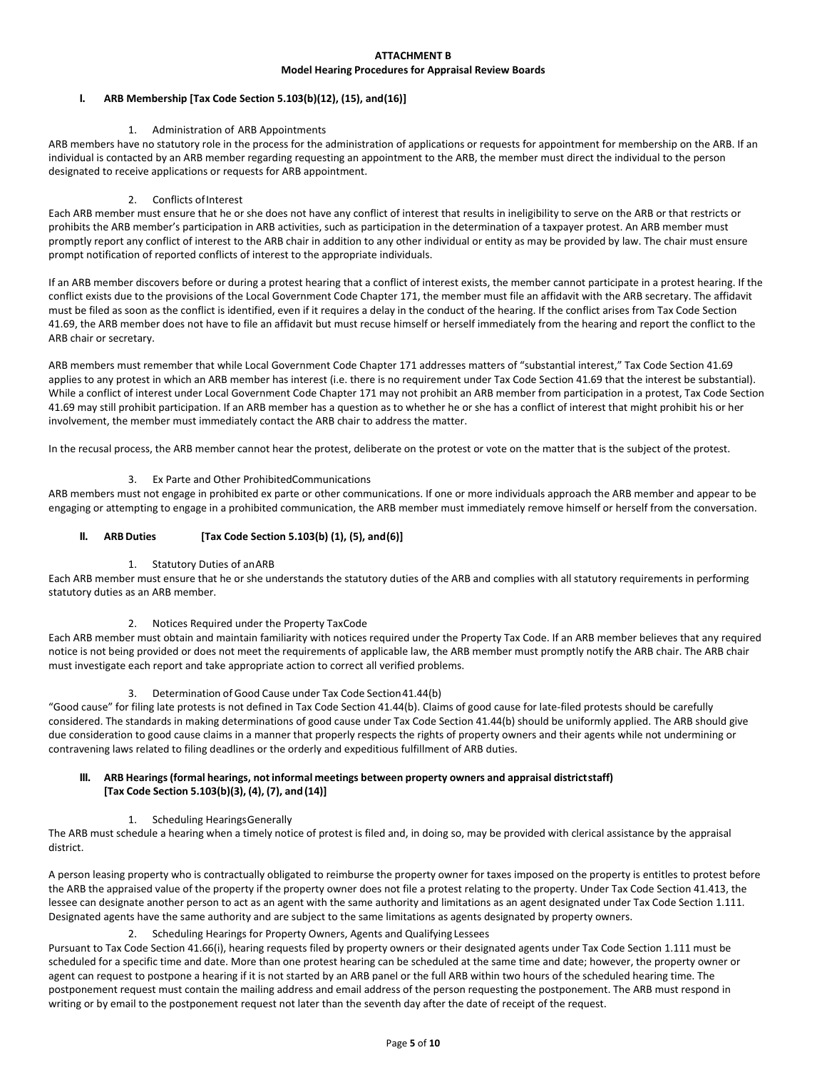**ATTACHMENT B**

**Model Hearing Procedures for Appraisal Review Boards**

## I. ARB Membership [Tax Code Section 5.103(b)(12), (15), and(16)]

### 1. Administration of ARB Appointments

ARB members have no statutory role in the process for the administration of applications or requests for appointment for membership on the ARB. If an individual is contacted by an ARB member regarding requesting an appointment to the ARB, the member must direct the individual to the person designated to receive applications or requests for ARB appointment.

### 2. Conflicts ofInterest

Each ARB member must ensure that he or she does not have any conflict of interest that results in ineligibility to serve on the ARB or that restricts or prohibits the ARB member's participation in ARB activities, such as participation in the determination of a taxpayer protest. An ARB member must promptly report any conflict of interest to the ARB chair in addition to any other individual or entity as may be provided by law. The chair must ensure prompt notification of reported conflicts of interest to the appropriate individuals.

If an ARB member discovers before or during a protest hearing that a conflict of interest exists, the member cannot participate in a protest hearing. If the conflict exists due to the provisions of the Local Government Code Chapter 171, the member must file an affidavit with the ARB secretary. The affidavit must be filed as soon as the conflict is identified, even if it requires a delay in the conduct of the hearing. If the conflict arises from Tax Code Section 41.69, the ARB member does not have to file an affidavit but must recuse himself or herself immediately from the hearing and report the conflict to the ARB chair or secretary.

ARB members must remember that while Local Government Code Chapter 171 addresses matters of "substantial interest," Tax Code Section 41.69 applies to any protest in which an ARB member has interest (i.e. there is no requirement under Tax Code Section 41.69 that the interest be substantial). While a conflict of interest under Local Government Code Chapter 171 may not prohibit an ARB member from participation in a protest, Tax Code Section 41.69 may still prohibit participation. If an ARB member has a question as to whether he or she has a conflict of interest that might prohibit his or her involvement, the member must immediately contact the ARB chair to address the matter.

In the recusal process, the ARB member cannot hear the protest, deliberate on the protest or vote on the matter that is the subject of the protest.

### 3. Ex Parte and Other ProhibitedCommunications

ARB members must not engage in prohibited ex parte or other communications. If one or more individuals approach the ARB member and appear to be engaging or attempting to engage in a prohibited communication, the ARB member must immediately remove himself or herself from the conversation.

## II. ARB Duties [Tax Code Section 5.103(b) (1), (5), and(6)]

### 1. Statutory Duties of anARB

Each ARB member must ensure that he or she understands the statutory duties of the ARB and complies with all statutory requirements in performing statutory duties as an ARB member.

### 2. Notices Required under the Property TaxCode

Each ARB member must obtain and maintain familiarity with notices required under the Property Tax Code. If an ARB member believes that any required notice is not being provided or does not meet the requirements of applicable law, the ARB member must promptly notify the ARB chair. The ARB chair must investigate each report and take appropriate action to correct all verified problems.

### 3. Determination of Good Cause under Tax Code Section41.44(b)

"Good cause" for filing late protests is not defined in Tax Code Section 41.44(b). Claims of good cause for late-filed protests should be carefully considered. The standards in making determinations of good cause under Tax Code Section 41.44(b) should be uniformly applied. The ARB should give due consideration to good cause claims in a manner that properly respects the rights of property owners and their agents while not undermining or contravening laws related to filing deadlines or the orderly and expeditious fulfillment of ARB duties.

## III. ARB Hearings (formal hearings, not informal meetings between property owners and appraisal districtstaff) [Tax Code Section 5.103(b)(3), (4), (7), and(14)]

### 1. Scheduling HearingsGenerally

The ARB must schedule a hearing when a timely notice of protest is filed and, in doing so, may be provided with clerical assistance by the appraisal district.

A person leasing property who is contractually obligated to reimburse the property owner for taxes imposed on the property is entitles to protest before the ARB the appraised value of the property if the property owner does not file a protest relating to the property. Under Tax Code Section 41.413, the lessee can designate another person to act as an agent with the same authority and limitations as an agent designated under Tax Code Section 1.111. Designated agents have the same authority and are subject to the same limitations as agents designated by property owners.

### 2. Scheduling Hearings for Property Owners, Agents and Qualifying Lessees

Pursuant to Tax Code Section 41.66(i), hearing requests filed by property owners or their designated agents under Tax Code Section 1.111 must be scheduled for a specific time and date. More than one protest hearing can be scheduled at the same time and date; however, the property owner or agent can request to postpone a hearing if it is not started by an ARB panel or the full ARB within two hours of the scheduled hearing time. The postponement request must contain the mailing address and email address of the person requesting the postponement. The ARB must respond in writing or by email to the postponement request not later than the seventh day after the date of receipt of the request.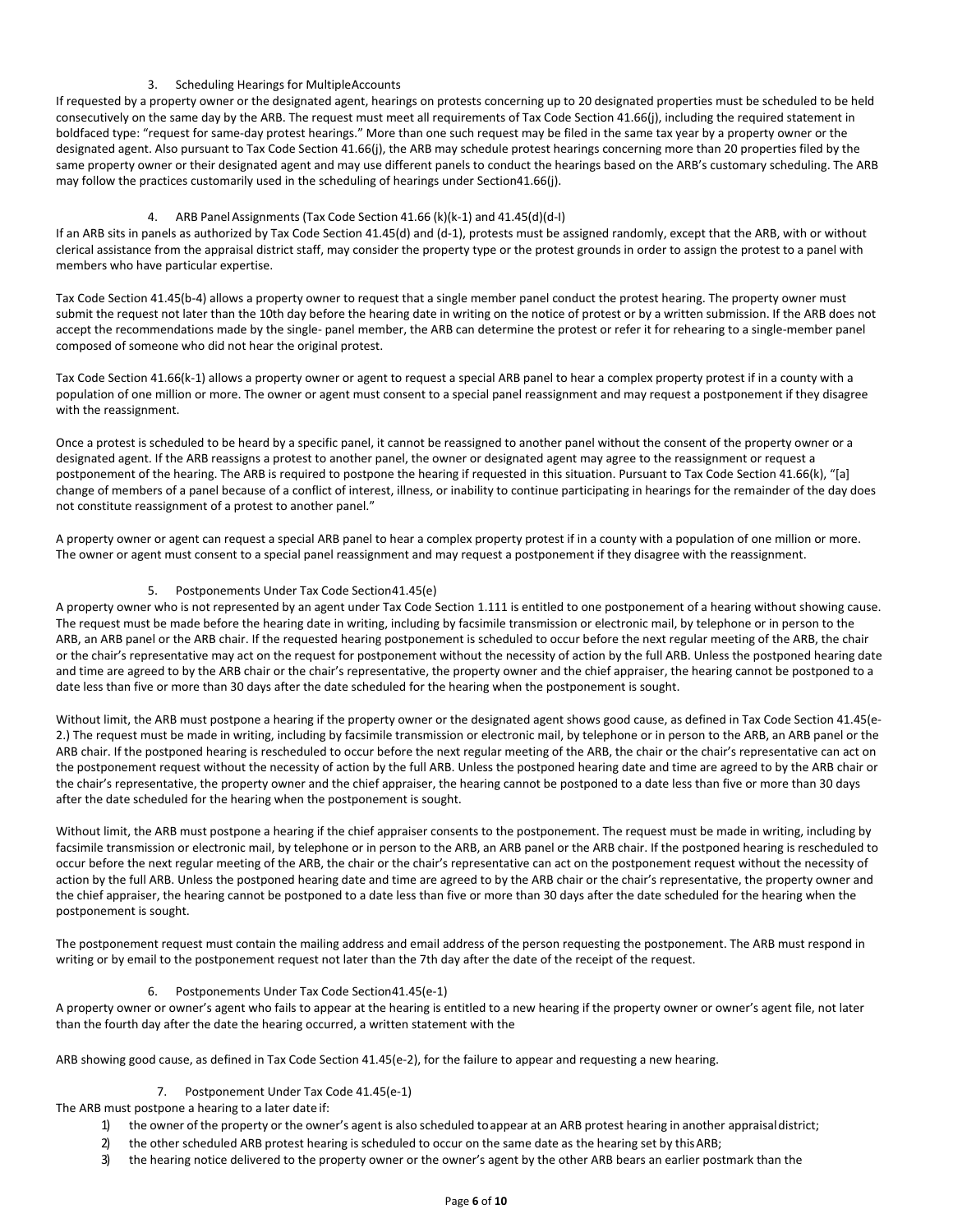### 3. Scheduling Hearings for MultipleAccounts

If requested by a property owner or the designated agent, hearings on protests concerning up to 20 designated properties must be scheduled to be held consecutively on the same day by the ARB. The request must meet all requirements of Tax Code Section 41.66(j), including the required statement in boldfaced type: "request for same-day protest hearings." More than one such request may be filed in the same tax year by a property owner or the designated agent. Also pursuant to Tax Code Section 41.66(j), the ARB may schedule protest hearings concerning more than 20 properties filed by the same property owner or their designated agent and may use different panels to conduct the hearings based on the ARB's customary scheduling. The ARB may follow the practices customarily used in the scheduling of hearings under Section41.66(j).

### 4. ARB Panel Assignments (Tax Code Section 41.66 (k)(k-1) and 41.45(d)(d-I)

If an ARB sits in panels as authorized by Tax Code Section 41.45(d) and (d-1), protests must be assigned randomly, except that the ARB, with or without clerical assistance from the appraisal district staff, may consider the property type or the protest grounds in order to assign the protest to a panel with members who have particular expertise.

Tax Code Section 41.45(b-4) allows a property owner to request that a single member panel conduct the protest hearing. The property owner must submit the request not later than the 10th day before the hearing date in writing on the notice of protest or by a written submission. If the ARB does not accept the recommendations made by the single- panel member, the ARB can determine the protest or refer it for rehearing to a single-member panel composed of someone who did not hear the original protest.

Tax Code Section 41.66(k-1) allows a property owner or agent to request a special ARB panel to hear a complex property protest if in a county with a population of one million or more. The owner or agent must consent to a special panel reassignment and may request a postponement if they disagree with the reassignment.

Once a protest is scheduled to be heard by a specific panel, it cannot be reassigned to another panel without the consent of the property owner or a designated agent. If the ARB reassigns a protest to another panel, the owner or designated agent may agree to the reassignment or request a postponement of the hearing. The ARB is required to postpone the hearing if requested in this situation. Pursuant to Tax Code Section 41.66(k), "[a] change of members of a panel because of a conflict of interest, illness, or inability to continue participating in hearings for the remainder of the day does not constitute reassignment of a protest to another panel."

A property owner or agent can request a special ARB panel to hear a complex property protest if in a county with a population of one million or more. The owner or agent must consent to a special panel reassignment and may request a postponement if they disagree with the reassignment.

### 5. Postponements Under Tax Code Section41.45(e)

A property owner who is not represented by an agent under Tax Code Section 1.111 is entitled to one postponement of a hearing without showing cause. The request must be made before the hearing date in writing, including by facsimile transmission or electronic mail, by telephone or in person to the ARB, an ARB panel or the ARB chair. If the requested hearing postponement is scheduled to occur before the next regular meeting of the ARB, the chair or the chair's representative may act on the request for postponement without the necessity of action by the full ARB. Unless the postponed hearing date and time are agreed to by the ARB chair or the chair's representative, the property owner and the chief appraiser, the hearing cannot be postponed to a date less than five or more than 30 days after the date scheduled for the hearing when the postponement is sought.

Without limit, the ARB must postpone a hearing if the property owner or the designated agent shows good cause, as defined in Tax Code Section 41.45(e-2.) The request must be made in writing, including by facsimile transmission or electronic mail, by telephone or in person to the ARB, an ARB panel or the ARB chair. If the postponed hearing is rescheduled to occur before the next regular meeting of the ARB, the chair or the chair's representative can act on the postponement request without the necessity of action by the full ARB. Unless the postponed hearing date and time are agreed to by the ARB chair or the chair's representative, the property owner and the chief appraiser, the hearing cannot be postponed to a date less than five or more than 30 days after the date scheduled for the hearing when the postponement is sought.

Without limit, the ARB must postpone a hearing if the chief appraiser consents to the postponement. The request must be made in writing, including by facsimile transmission or electronic mail, by telephone or in person to the ARB, an ARB panel or the ARB chair. If the postponed hearing is rescheduled to occur before the next regular meeting of the ARB, the chair or the chair's representative can act on the postponement request without the necessity of action by the full ARB. Unless the postponed hearing date and time are agreed to by the ARB chair or the chair's representative, the property owner and the chief appraiser, the hearing cannot be postponed to a date less than five or more than 30 days after the date scheduled for the hearing when the postponement is sought.

The postponement request must contain the mailing address and email address of the person requesting the postponement. The ARB must respond in writing or by email to the postponement request not later than the 7th day after the date of the receipt of the request.

### 6. Postponements Under Tax Code Section41.45(e-1)

A property owner or owner's agent who fails to appear at the hearing is entitled to a new hearing if the property owner or owner's agent file, not later than the fourth day after the date the hearing occurred, a written statement with the

ARB showing good cause, as defined in Tax Code Section 41.45(e-2), for the failure to appear and requesting a new hearing.

### 7. Postponement Under Tax Code 41.45(e-1)

The ARB must postpone a hearing to a later date if:

1) the owner of the property or the owner's agent is also scheduled toappear at an ARB protest hearing in another appraisaldistrict;
2) the other scheduled ARB protest hearing is scheduled to occur on the same date as the hearing set by thisARB;
3) the hearing notice delivered to the property owner or the owner's agent by the other ARB bears an earlier postmark than the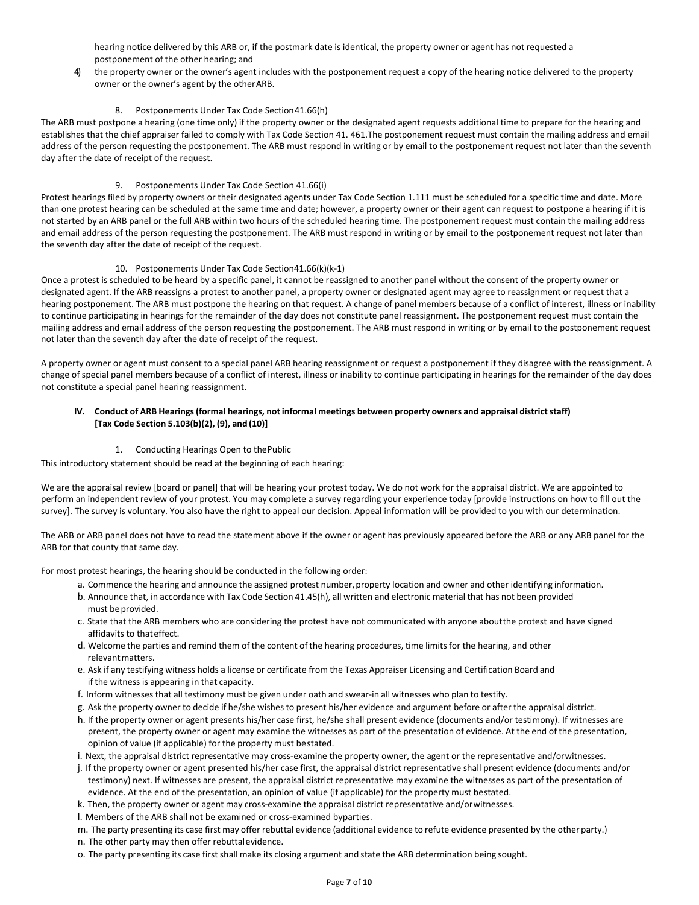hearing notice delivered by this ARB or, if the postmark date is identical, the property owner or agent has not requested a postponement of the other hearing; and

4) the property owner or the owner's agent includes with the postponement request a copy of the hearing notice delivered to the property owner or the owner's agent by the other ARB.

8. Postponements Under Tax Code Section 41.66(h)

The ARB must postpone a hearing (one time only) if the property owner or the designated agent requests additional time to prepare for the hearing and establishes that the chief appraiser failed to comply with Tax Code Section 41. 461.The postponement request must contain the mailing address and email address of the person requesting the postponement. The ARB must respond in writing or by email to the postponement request not later than the seventh day after the date of receipt of the request.

9. Postponements Under Tax Code Section 41.66(i)

Protest hearings filed by property owners or their designated agents under Tax Code Section 1.111 must be scheduled for a specific time and date. More than one protest hearing can be scheduled at the same time and date; however, a property owner or their agent can request to postpone a hearing if it is not started by an ARB panel or the full ARB within two hours of the scheduled hearing time. The postponement request must contain the mailing address and email address of the person requesting the postponement. The ARB must respond in writing or by email to the postponement request not later than the seventh day after the date of receipt of the request.

10. Postponements Under Tax Code Section41.66(k)(k-1)

Once a protest is scheduled to be heard by a specific panel, it cannot be reassigned to another panel without the consent of the property owner or designated agent. If the ARB reassigns a protest to another panel, a property owner or designated agent may agree to reassignment or request that a hearing postponement. The ARB must postpone the hearing on that request. A change of panel members because of a conflict of interest, illness or inability to continue participating in hearings for the remainder of the day does not constitute panel reassignment. The postponement request must contain the mailing address and email address of the person requesting the postponement. The ARB must respond in writing or by email to the postponement request not later than the seventh day after the date of receipt of the request.

A property owner or agent must consent to a special panel ARB hearing reassignment or request a postponement if they disagree with the reassignment. A change of special panel members because of a conflict of interest, illness or inability to continue participating in hearings for the remainder of the day does not constitute a special panel hearing reassignment.

## IV. Conduct of ARB Hearings (formal hearings, not informal meetings between property owners and appraisal district staff) [Tax Code Section 5.103(b)(2), (9), and (10)]

1. Conducting Hearings Open to the Public

This introductory statement should be read at the beginning of each hearing:

We are the appraisal review [board or panel] that will be hearing your protest today. We do not work for the appraisal district. We are appointed to perform an independent review of your protest. You may complete a survey regarding your experience today [provide instructions on how to fill out the survey]. The survey is voluntary. You also have the right to appeal our decision. Appeal information will be provided to you with our determination.

The ARB or ARB panel does not have to read the statement above if the owner or agent has previously appeared before the ARB or any ARB panel for the ARB for that county that same day.

For most protest hearings, the hearing should be conducted in the following order:

a. Commence the hearing and announce the assigned protest number, property location and owner and other identifying information.
b. Announce that, in accordance with Tax Code Section 41.45(h), all written and electronic material that has not been provided must be provided.
c. State that the ARB members who are considering the protest have not communicated with anyone about the protest and have signed affidavits to that effect.
d. Welcome the parties and remind them of the content of the hearing procedures, time limits for the hearing, and other relevant matters.
e. Ask if any testifying witness holds a license or certificate from the Texas Appraiser Licensing and Certification Board and if the witness is appearing in that capacity.
f. Inform witnesses that all testimony must be given under oath and swear-in all witnesses who plan to testify.
g. Ask the property owner to decide if he/she wishes to present his/her evidence and argument before or after the appraisal district.
h. If the property owner or agent presents his/her case first, he/she shall present evidence (documents and/or testimony). If witnesses are present, the property owner or agent may examine the witnesses as part of the presentation of evidence. At the end of the presentation, opinion of value (if applicable) for the property must be stated.
i. Next, the appraisal district representative may cross-examine the property owner, the agent or the representative and/or witnesses.
j. If the property owner or agent presented his/her case first, the appraisal district representative shall present evidence (documents and/or testimony) next. If witnesses are present, the appraisal district representative may examine the witnesses as part of the presentation of evidence. At the end of the presentation, an opinion of value (if applicable) for the property must be stated.
k. Then, the property owner or agent may cross-examine the appraisal district representative and/or witnesses.
l. Members of the ARB shall not be examined or cross-examined by parties.
m. The party presenting its case first may offer rebuttal evidence (additional evidence to refute evidence presented by the other party.)
n. The other party may then offer rebuttal evidence.
o. The party presenting its case first shall make its closing argument and state the ARB determination being sought.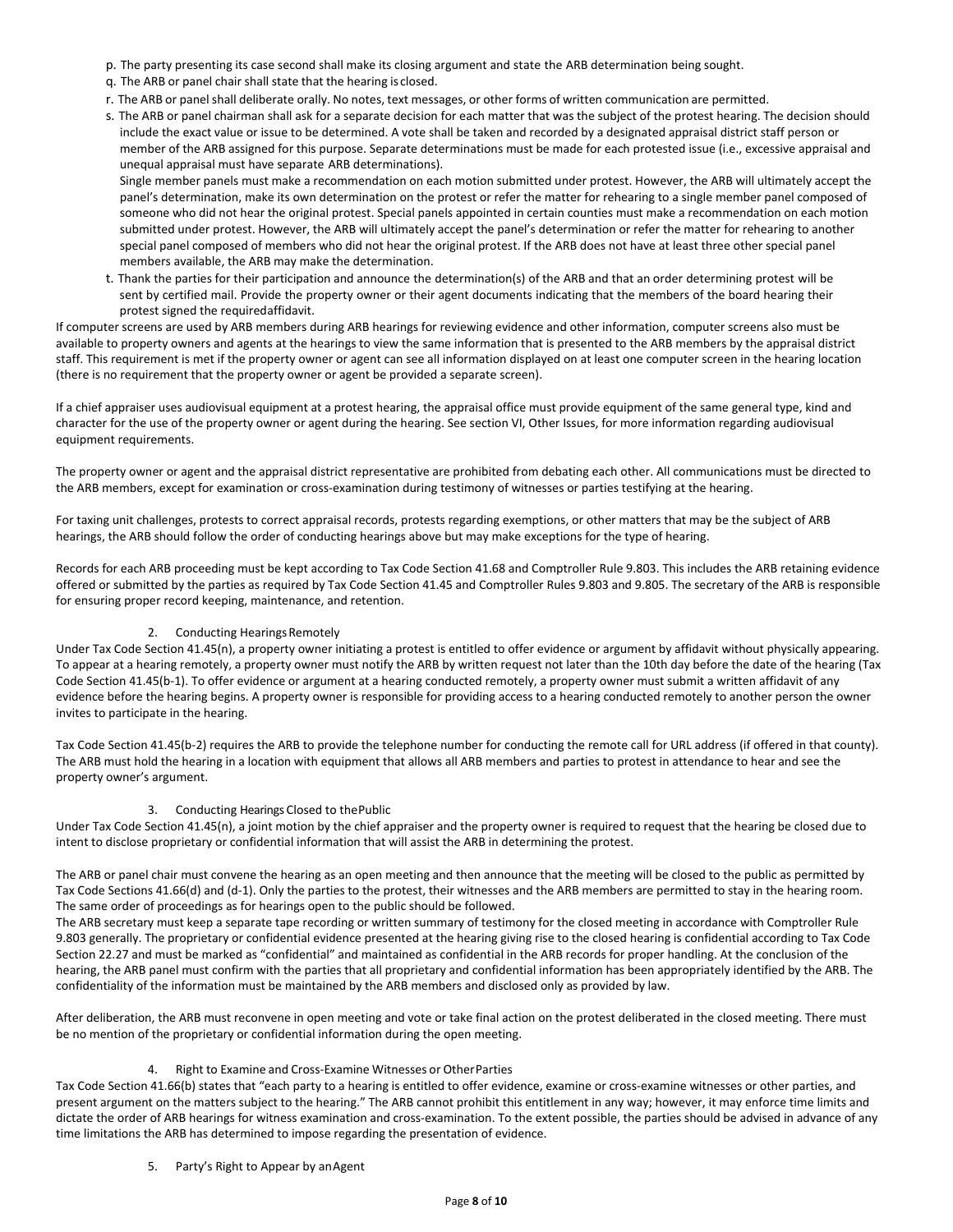p. The party presenting its case second shall make its closing argument and state the ARB determination being sought.

q. The ARB or panel chair shall state that the hearing is closed.

r. The ARB or panel shall deliberate orally. No notes, text messages, or other forms of written communication are permitted.

s. The ARB or panel chairman shall ask for a separate decision for each matter that was the subject of the protest hearing. The decision should include the exact value or issue to be determined. A vote shall be taken and recorded by a designated appraisal district staff person or member of the ARB assigned for this purpose. Separate determinations must be made for each protested issue (i.e., excessive appraisal and unequal appraisal must have separate ARB determinations).

Single member panels must make a recommendation on each motion submitted under protest. However, the ARB will ultimately accept the panel's determination, make its own determination on the protest or refer the matter for rehearing to a single member panel composed of someone who did not hear the original protest. Special panels appointed in certain counties must make a recommendation on each motion submitted under protest. However, the ARB will ultimately accept the panel's determination or refer the matter for rehearing to another special panel composed of members who did not hear the original protest. If the ARB does not have at least three other special panel members available, the ARB may make the determination.

t. Thank the parties for their participation and announce the determination(s) of the ARB and that an order determining protest will be sent by certified mail. Provide the property owner or their agent documents indicating that the members of the board hearing their protest signed the requiredaffidavit.

If computer screens are used by ARB members during ARB hearings for reviewing evidence and other information, computer screens also must be available to property owners and agents at the hearings to view the same information that is presented to the ARB members by the appraisal district staff. This requirement is met if the property owner or agent can see all information displayed on at least one computer screen in the hearing location (there is no requirement that the property owner or agent be provided a separate screen).

If a chief appraiser uses audiovisual equipment at a protest hearing, the appraisal office must provide equipment of the same general type, kind and character for the use of the property owner or agent during the hearing. See section VI, Other Issues, for more information regarding audiovisual equipment requirements.

The property owner or agent and the appraisal district representative are prohibited from debating each other. All communications must be directed to the ARB members, except for examination or cross-examination during testimony of witnesses or parties testifying at the hearing.

For taxing unit challenges, protests to correct appraisal records, protests regarding exemptions, or other matters that may be the subject of ARB hearings, the ARB should follow the order of conducting hearings above but may make exceptions for the type of hearing.

Records for each ARB proceeding must be kept according to Tax Code Section 41.68 and Comptroller Rule 9.803. This includes the ARB retaining evidence offered or submitted by the parties as required by Tax Code Section 41.45 and Comptroller Rules 9.803 and 9.805. The secretary of the ARB is responsible for ensuring proper record keeping, maintenance, and retention.

### 2. Conducting Hearings Remotely

Under Tax Code Section 41.45(n), a property owner initiating a protest is entitled to offer evidence or argument by affidavit without physically appearing. To appear at a hearing remotely, a property owner must notify the ARB by written request not later than the 10th day before the date of the hearing (Tax Code Section 41.45(b-1). To offer evidence or argument at a hearing conducted remotely, a property owner must submit a written affidavit of any evidence before the hearing begins. A property owner is responsible for providing access to a hearing conducted remotely to another person the owner invites to participate in the hearing.

Tax Code Section 41.45(b-2) requires the ARB to provide the telephone number for conducting the remote call for URL address (if offered in that county). The ARB must hold the hearing in a location with equipment that allows all ARB members and parties to protest in attendance to hear and see the property owner's argument.

### 3. Conducting Hearings Closed to the Public

Under Tax Code Section 41.45(n), a joint motion by the chief appraiser and the property owner is required to request that the hearing be closed due to intent to disclose proprietary or confidential information that will assist the ARB in determining the protest.

The ARB or panel chair must convene the hearing as an open meeting and then announce that the meeting will be closed to the public as permitted by Tax Code Sections 41.66(d) and (d-1). Only the parties to the protest, their witnesses and the ARB members are permitted to stay in the hearing room. The same order of proceedings as for hearings open to the public should be followed.

The ARB secretary must keep a separate tape recording or written summary of testimony for the closed meeting in accordance with Comptroller Rule 9.803 generally. The proprietary or confidential evidence presented at the hearing giving rise to the closed hearing is confidential according to Tax Code Section 22.27 and must be marked as "confidential" and maintained as confidential in the ARB records for proper handling. At the conclusion of the hearing, the ARB panel must confirm with the parties that all proprietary and confidential information has been appropriately identified by the ARB. The confidentiality of the information must be maintained by the ARB members and disclosed only as provided by law.

After deliberation, the ARB must reconvene in open meeting and vote or take final action on the protest deliberated in the closed meeting. There must be no mention of the proprietary or confidential information during the open meeting.

### 4. Right to Examine and Cross-Examine Witnesses or Other Parties

Tax Code Section 41.66(b) states that "each party to a hearing is entitled to offer evidence, examine or cross-examine witnesses or other parties, and present argument on the matters subject to the hearing." The ARB cannot prohibit this entitlement in any way; however, it may enforce time limits and dictate the order of ARB hearings for witness examination and cross-examination. To the extent possible, the parties should be advised in advance of any time limitations the ARB has determined to impose regarding the presentation of evidence.

### 5. Party's Right to Appear by an Agent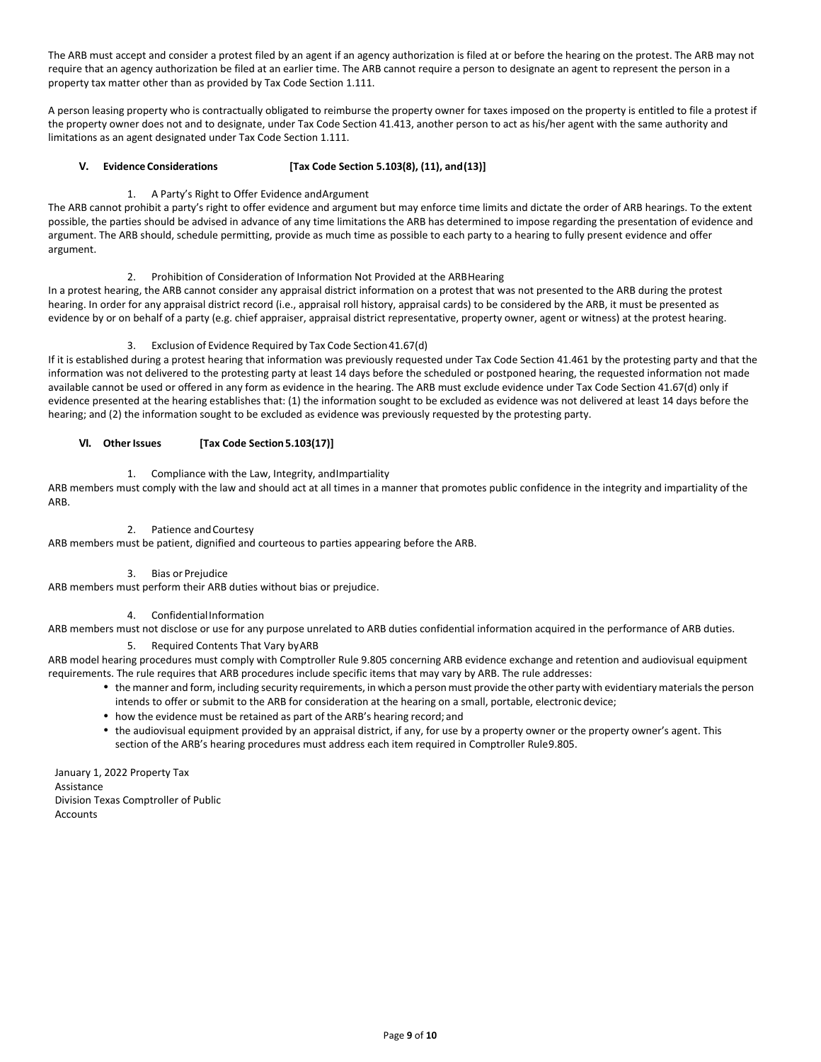The ARB must accept and consider a protest filed by an agent if an agency authorization is filed at or before the hearing on the protest. The ARB may not require that an agency authorization be filed at an earlier time. The ARB cannot require a person to designate an agent to represent the person in a property tax matter other than as provided by Tax Code Section 1.111.

A person leasing property who is contractually obligated to reimburse the property owner for taxes imposed on the property is entitled to file a protest if the property owner does not and to designate, under Tax Code Section 41.413, another person to act as his/her agent with the same authority and limitations as an agent designated under Tax Code Section 1.111.

## V. Evidence Considerations [Tax Code Section 5.103(8), (11), and (13)]

1. A Party's Right to Offer Evidence and Argument

The ARB cannot prohibit a party's right to offer evidence and argument but may enforce time limits and dictate the order of ARB hearings. To the extent possible, the parties should be advised in advance of any time limitations the ARB has determined to impose regarding the presentation of evidence and argument. The ARB should, schedule permitting, provide as much time as possible to each party to a hearing to fully present evidence and offer argument.

2. Prohibition of Consideration of Information Not Provided at the ARB Hearing

In a protest hearing, the ARB cannot consider any appraisal district information on a protest that was not presented to the ARB during the protest hearing. In order for any appraisal district record (i.e., appraisal roll history, appraisal cards) to be considered by the ARB, it must be presented as evidence by or on behalf of a party (e.g. chief appraiser, appraisal district representative, property owner, agent or witness) at the protest hearing.

3. Exclusion of Evidence Required by Tax Code Section 41.67(d)

If it is established during a protest hearing that information was previously requested under Tax Code Section 41.461 by the protesting party and that the information was not delivered to the protesting party at least 14 days before the scheduled or postponed hearing, the requested information not made available cannot be used or offered in any form as evidence in the hearing. The ARB must exclude evidence under Tax Code Section 41.67(d) only if evidence presented at the hearing establishes that: (1) the information sought to be excluded as evidence was not delivered at least 14 days before the hearing; and (2) the information sought to be excluded as evidence was previously requested by the protesting party.

## VI. Other Issues [Tax Code Section 5.103(17)]

1. Compliance with the Law, Integrity, and Impartiality

ARB members must comply with the law and should act at all times in a manner that promotes public confidence in the integrity and impartiality of the ARB.

2. Patience and Courtesy

ARB members must be patient, dignified and courteous to parties appearing before the ARB.

3. Bias or Prejudice

ARB members must perform their ARB duties without bias or prejudice.

4. Confidential Information

ARB members must not disclose or use for any purpose unrelated to ARB duties confidential information acquired in the performance of ARB duties.

5. Required Contents That Vary by ARB

ARB model hearing procedures must comply with Comptroller Rule 9.805 concerning ARB evidence exchange and retention and audiovisual equipment requirements. The rule requires that ARB procedures include specific items that may vary by ARB. The rule addresses:

- the manner and form, including security requirements, in which a person must provide the other party with evidentiary materials the person intends to offer or submit to the ARB for consideration at the hearing on a small, portable, electronic device;
- how the evidence must be retained as part of the ARB's hearing record; and
- the audiovisual equipment provided by an appraisal district, if any, for use by a property owner or the property owner's agent. This section of the ARB's hearing procedures must address each item required in Comptroller Rule 9.805.

January 1, 2022 Property Tax Assistance Division Texas Comptroller of Public Accounts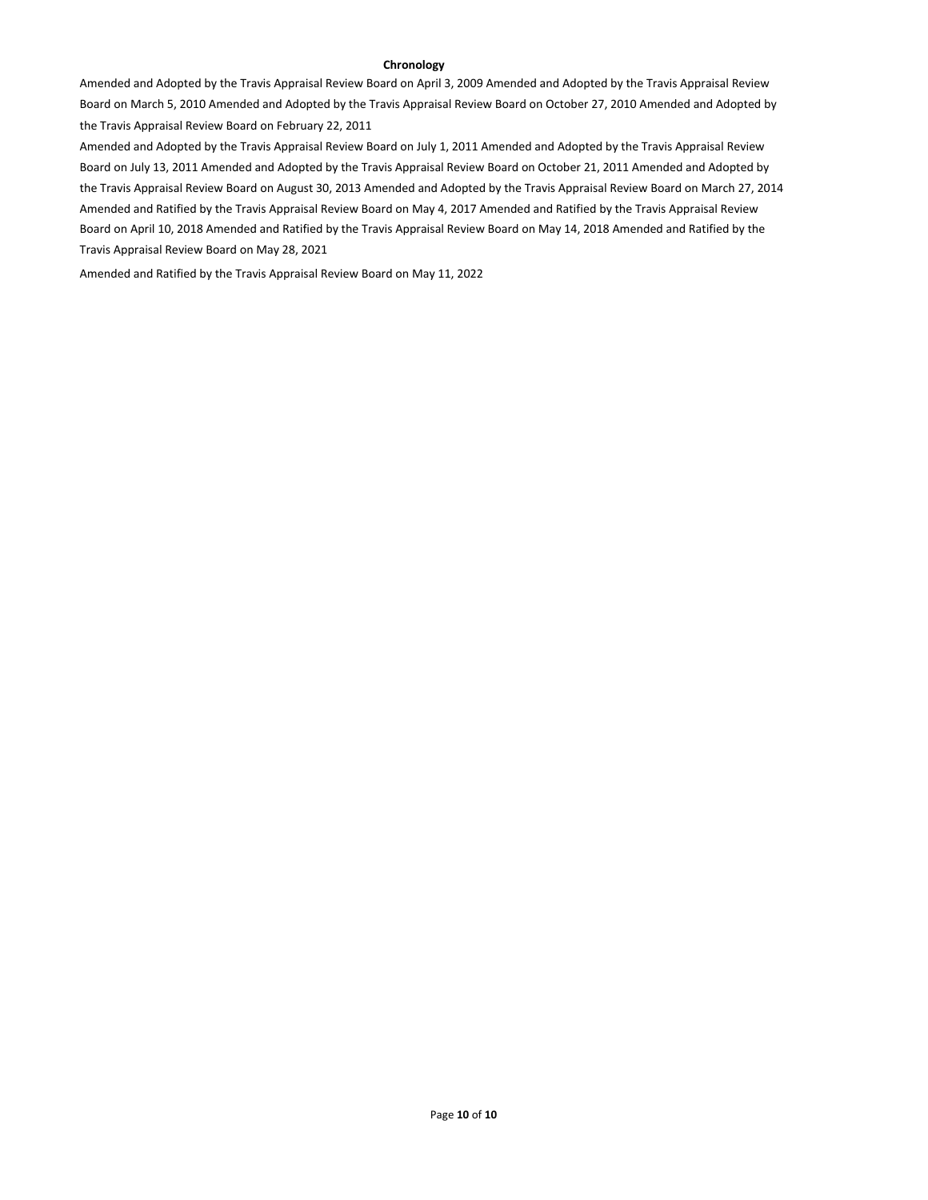**Chronology**

Amended and Adopted by the Travis Appraisal Review Board on April 3, 2009 Amended and Adopted by the Travis Appraisal Review Board on March 5, 2010 Amended and Adopted by the Travis Appraisal Review Board on October 27, 2010 Amended and Adopted by the Travis Appraisal Review Board on February 22, 2011

Amended and Adopted by the Travis Appraisal Review Board on July 1, 2011 Amended and Adopted by the Travis Appraisal Review Board on July 13, 2011 Amended and Adopted by the Travis Appraisal Review Board on October 21, 2011 Amended and Adopted by the Travis Appraisal Review Board on August 30, 2013 Amended and Adopted by the Travis Appraisal Review Board on March 27, 2014 Amended and Ratified by the Travis Appraisal Review Board on May 4, 2017 Amended and Ratified by the Travis Appraisal Review Board on April 10, 2018 Amended and Ratified by the Travis Appraisal Review Board on May 14, 2018 Amended and Ratified by the Travis Appraisal Review Board on May 28, 2021

Amended and Ratified by the Travis Appraisal Review Board on May 11, 2022